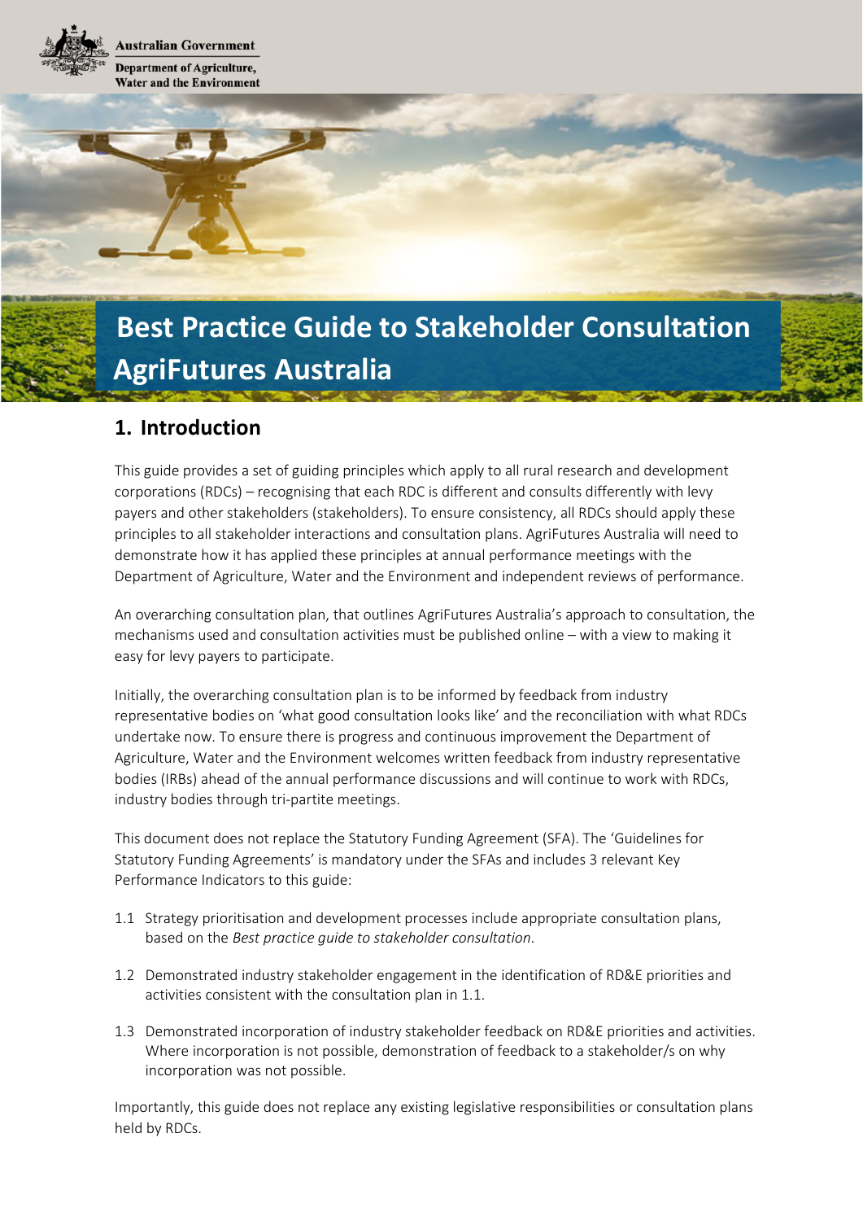Australian Government

Department of Agriculture, Water and the Environment

# Best Practice Guide to Stakeholder Consultation AgriFutures Australia

## 1. Introduction

This guide provides a set of guiding principles which apply to all rural research and development corporations (RDCs) – recognising that each RDC is different and consults differently with levy payers and other stakeholders (stakeholders). To ensure consistency, all RDCs should apply these principles to all stakeholder interactions and consultation plans. AgriFutures Australia will need to demonstrate how it has applied these principles at annual performance meetings with the Department of Agriculture, Water and the Environment and independent reviews of performance.

An overarching consultation plan, that outlines AgriFutures Australia's approach to consultation, the mechanisms used and consultation activities must be published online – with a view to making it easy for levy payers to participate.

Initially, the overarching consultation plan is to be informed by feedback from industry representative bodies on 'what good consultation looks like' and the reconciliation with what RDCs undertake now. To ensure there is progress and continuous improvement the Department of Agriculture, Water and the Environment welcomes written feedback from industry representative bodies (IRBs) ahead of the annual performance discussions and will continue to work with RDCs, industry bodies through tri-partite meetings.

This document does not replace the Statutory Funding Agreement (SFA). The 'Guidelines for Statutory Funding Agreements' is mandatory under the SFAs and includes 3 relevant Key Performance Indicators to this guide:

1.1 Strategy prioritisation and development processes include appropriate consultation plans, based on the *Best practice guide to stakeholder consultation*.

1.2 Demonstrated industry stakeholder engagement in the identification of RD&E priorities and activities consistent with the consultation plan in 1.1.

1.3 Demonstrated incorporation of industry stakeholder feedback on RD&E priorities and activities. Where incorporation is not possible, demonstration of feedback to a stakeholder/s on why incorporation was not possible.

Importantly, this guide does not replace any existing legislative responsibilities or consultation plans held by RDCs.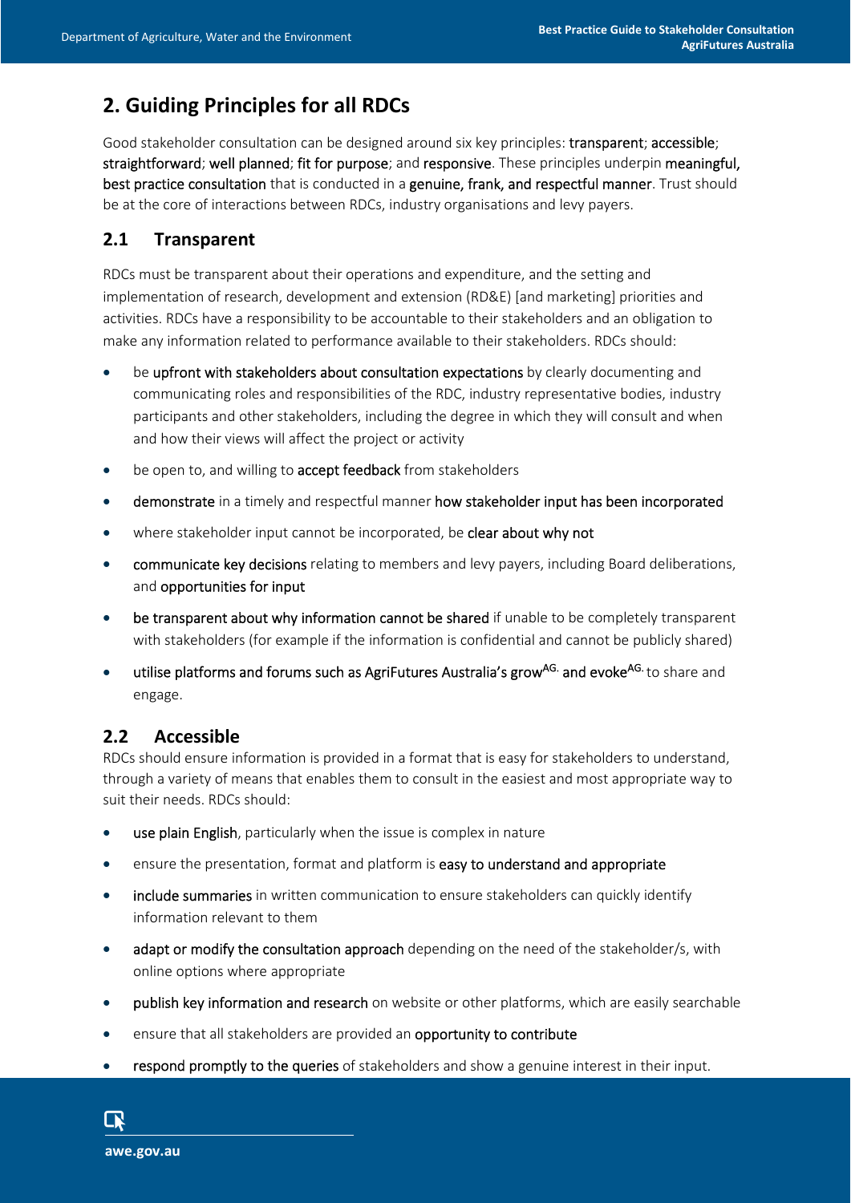## 2. Guiding Principles for all RDCs

Good stakeholder consultation can be designed around six key principles: transparent; accessible; straightforward; well planned; fit for purpose; and responsive. These principles underpin meaningful, best practice consultation that is conducted in a genuine, frank, and respectful manner. Trust should be at the core of interactions between RDCs, industry organisations and levy payers.

### 2.1 Transparent

RDCs must be transparent about their operations and expenditure, and the setting and implementation of research, development and extension (RD&E) [and marketing] priorities and activities. RDCs have a responsibility to be accountable to their stakeholders and an obligation to make any information related to performance available to their stakeholders. RDCs should:

- be upfront with stakeholders about consultation expectations by clearly documenting and communicating roles and responsibilities of the RDC, industry representative bodies, industry participants and other stakeholders, including the degree in which they will consult and when and how their views will affect the project or activity
- be open to, and willing to accept feedback from stakeholders
- demonstrate in a timely and respectful manner how stakeholder input has been incorporated
- where stakeholder input cannot be incorporated, be clear about why not
- communicate key decisions relating to members and levy payers, including Board deliberations, and opportunities for input
- be transparent about why information cannot be shared if unable to be completely transparent with stakeholders (for example if the information is confidential and cannot be publicly shared)
- utilise platforms and forums such as AgriFutures Australia's grow[AG.] and evoke[AG.] to share and engage.

### 2.2 Accessible

RDCs should ensure information is provided in a format that is easy for stakeholders to understand, through a variety of means that enables them to consult in the easiest and most appropriate way to suit their needs. RDCs should:

- use plain English, particularly when the issue is complex in nature
- ensure the presentation, format and platform is easy to understand and appropriate
- include summaries in written communication to ensure stakeholders can quickly identify information relevant to them
- adapt or modify the consultation approach depending on the need of the stakeholder/s, with online options where appropriate
- publish key information and research on website or other platforms, which are easily searchable
- ensure that all stakeholders are provided an opportunity to contribute
- respond promptly to the queries of stakeholders and show a genuine interest in their input.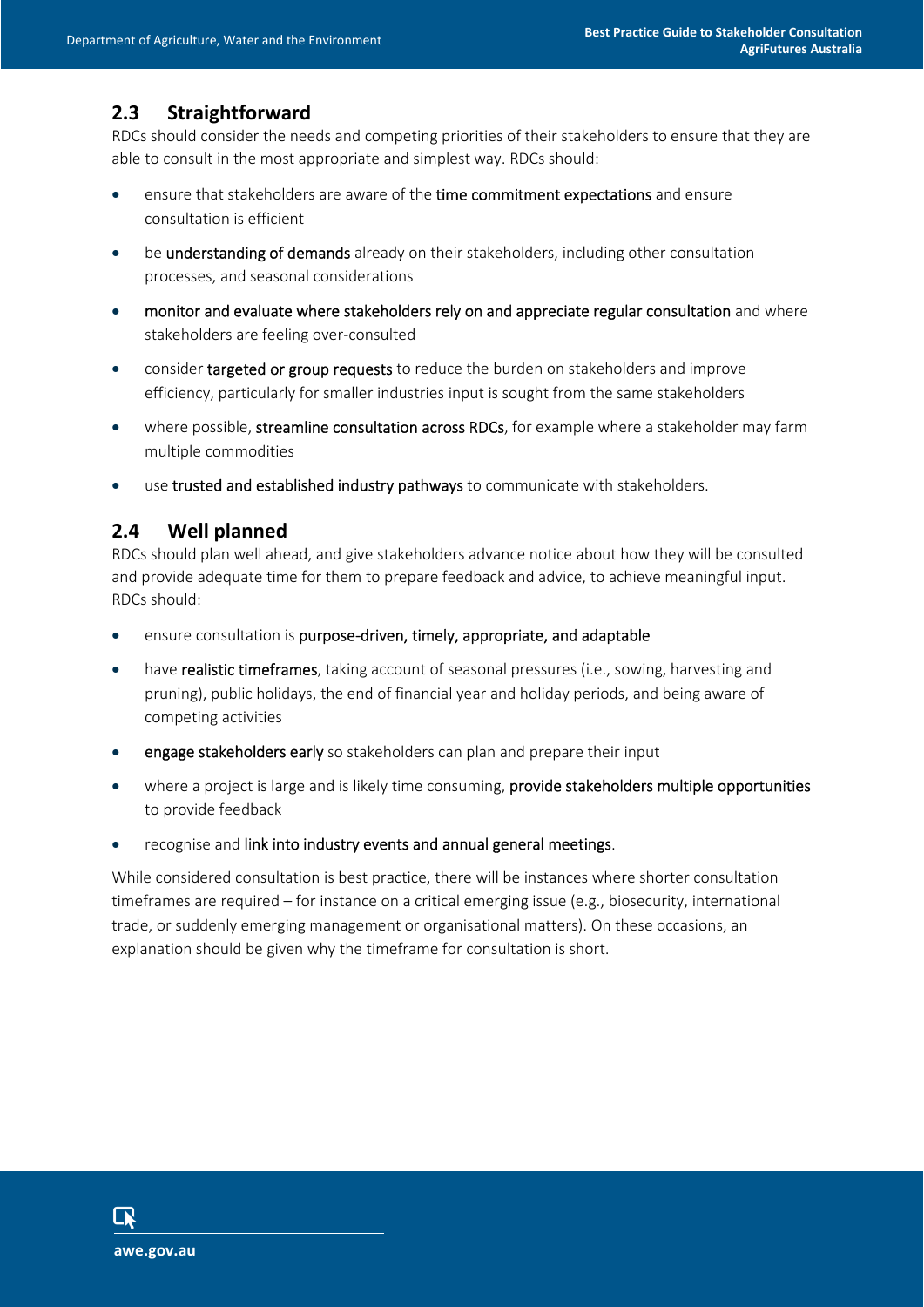## 2.3 Straightforward

RDCs should consider the needs and competing priorities of their stakeholders to ensure that they are able to consult in the most appropriate and simplest way. RDCs should:

- ensure that stakeholders are aware of the time commitment expectations and ensure consultation is efficient
- be understanding of demands already on their stakeholders, including other consultation processes, and seasonal considerations
- monitor and evaluate where stakeholders rely on and appreciate regular consultation and where stakeholders are feeling over-consulted
- consider targeted or group requests to reduce the burden on stakeholders and improve efficiency, particularly for smaller industries input is sought from the same stakeholders
- where possible, streamline consultation across RDCs, for example where a stakeholder may farm multiple commodities
- use trusted and established industry pathways to communicate with stakeholders.

## 2.4 Well planned

RDCs should plan well ahead, and give stakeholders advance notice about how they will be consulted and provide adequate time for them to prepare feedback and advice, to achieve meaningful input. RDCs should:

- ensure consultation is purpose-driven, timely, appropriate, and adaptable
- have realistic timeframes, taking account of seasonal pressures (i.e., sowing, harvesting and pruning), public holidays, the end of financial year and holiday periods, and being aware of competing activities
- engage stakeholders early so stakeholders can plan and prepare their input
- where a project is large and is likely time consuming, provide stakeholders multiple opportunities to provide feedback
- recognise and link into industry events and annual general meetings.

While considered consultation is best practice, there will be instances where shorter consultation timeframes are required – for instance on a critical emerging issue (e.g., biosecurity, international trade, or suddenly emerging management or organisational matters). On these occasions, an explanation should be given why the timeframe for consultation is short.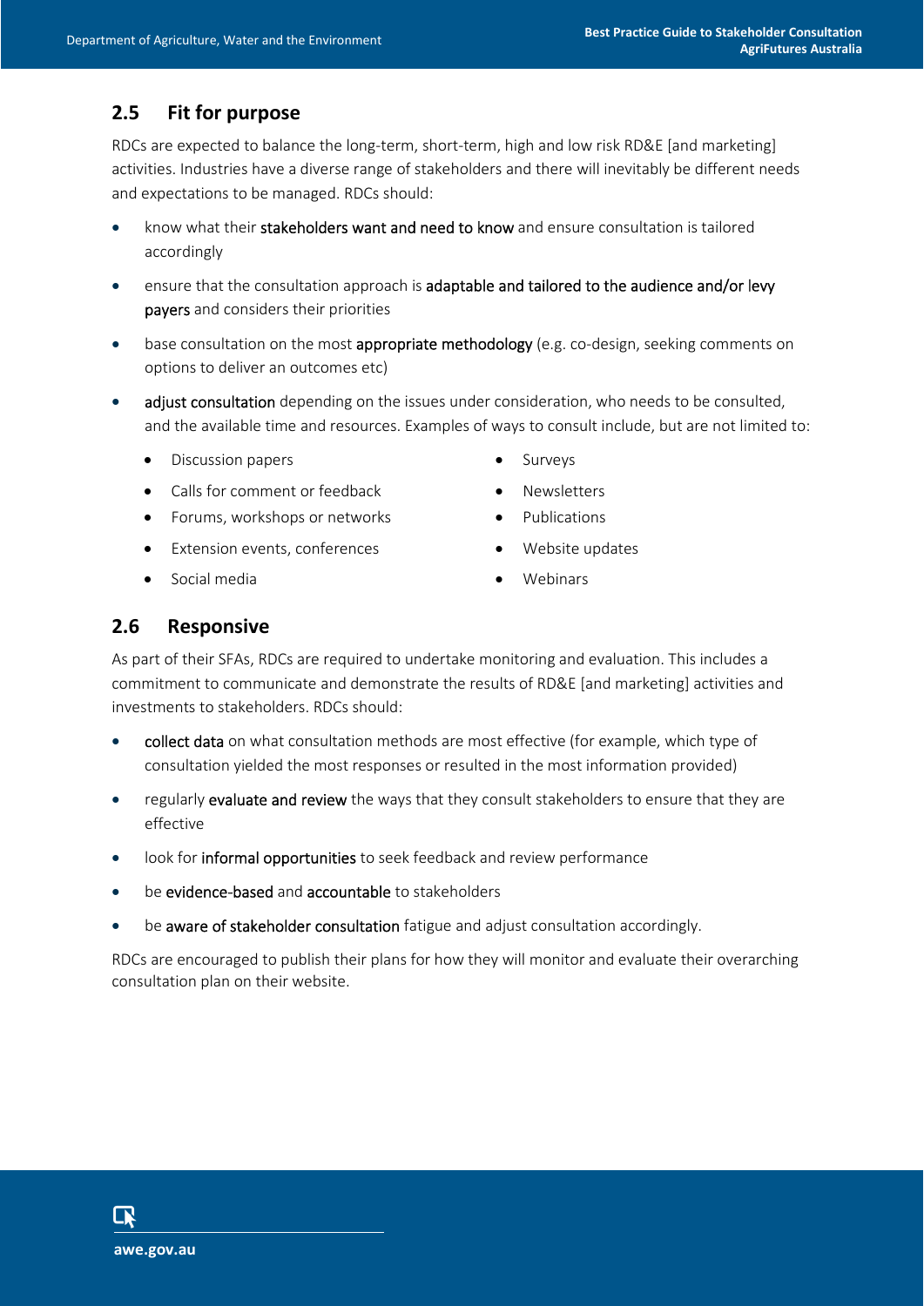## 2.5 Fit for purpose

RDCs are expected to balance the long-term, short-term, high and low risk RD&E [and marketing] activities. Industries have a diverse range of stakeholders and there will inevitably be different needs and expectations to be managed. RDCs should:

- know what their **stakeholders want and need to know** and ensure consultation is tailored accordingly
- ensure that the consultation approach is **adaptable and tailored to the audience and/or levy payers** and considers their priorities
- base consultation on the most **appropriate methodology** (e.g. co-design, seeking comments on options to deliver an outcomes etc)
- **adjust consultation** depending on the issues under consideration, who needs to be consulted, and the available time and resources. Examples of ways to consult include, but are not limited to:
  - Discussion papers
  - Calls for comment or feedback
  - Forums, workshops or networks
  - Extension events, conferences
  - Social media
  - Surveys
  - Newsletters
  - Publications
  - Website updates
  - Webinars

## 2.6 Responsive

As part of their SFAs, RDCs are required to undertake monitoring and evaluation. This includes a commitment to communicate and demonstrate the results of RD&E [and marketing] activities and investments to stakeholders. RDCs should:

- **collect data** on what consultation methods are most effective (for example, which type of consultation yielded the most responses or resulted in the most information provided)
- regularly **evaluate and review** the ways that they consult stakeholders to ensure that they are effective
- look for **informal opportunities** to seek feedback and review performance
- be **evidence-based** and **accountable** to stakeholders
- be **aware of stakeholder consultation** fatigue and adjust consultation accordingly.

RDCs are encouraged to publish their plans for how they will monitor and evaluate their overarching consultation plan on their website.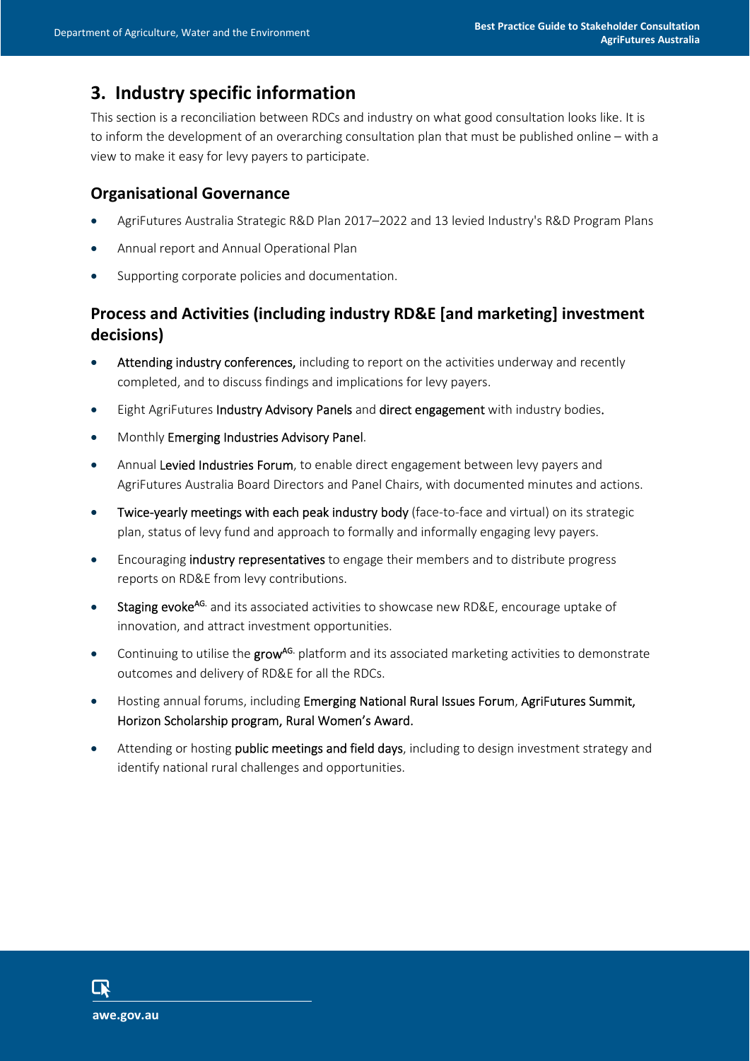## 3. Industry specific information

This section is a reconciliation between RDCs and industry on what good consultation looks like. It is to inform the development of an overarching consultation plan that must be published online – with a view to make it easy for levy payers to participate.

### Organisational Governance

- AgriFutures Australia Strategic R&D Plan 2017–2022 and 13 levied Industry's R&D Program Plans
- Annual report and Annual Operational Plan
- Supporting corporate policies and documentation.

### Process and Activities (including industry RD&E [and marketing] investment decisions)

- Attending industry conferences, including to report on the activities underway and recently completed, and to discuss findings and implications for levy payers.
- Eight AgriFutures Industry Advisory Panels and direct engagement with industry bodies.
- Monthly Emerging Industries Advisory Panel.
- Annual Levied Industries Forum, to enable direct engagement between levy payers and AgriFutures Australia Board Directors and Panel Chairs, with documented minutes and actions.
- Twice-yearly meetings with each peak industry body (face-to-face and virtual) on its strategic plan, status of levy fund and approach to formally and informally engaging levy payers.
- Encouraging industry representatives to engage their members and to distribute progress reports on RD&E from levy contributions.
- Staging evoke[AG.] and its associated activities to showcase new RD&E, encourage uptake of innovation, and attract investment opportunities.
- Continuing to utilise the grow[AG.] platform and its associated marketing activities to demonstrate outcomes and delivery of RD&E for all the RDCs.
- Hosting annual forums, including Emerging National Rural Issues Forum, AgriFutures Summit, Horizon Scholarship program, Rural Women's Award.
- Attending or hosting public meetings and field days, including to design investment strategy and identify national rural challenges and opportunities.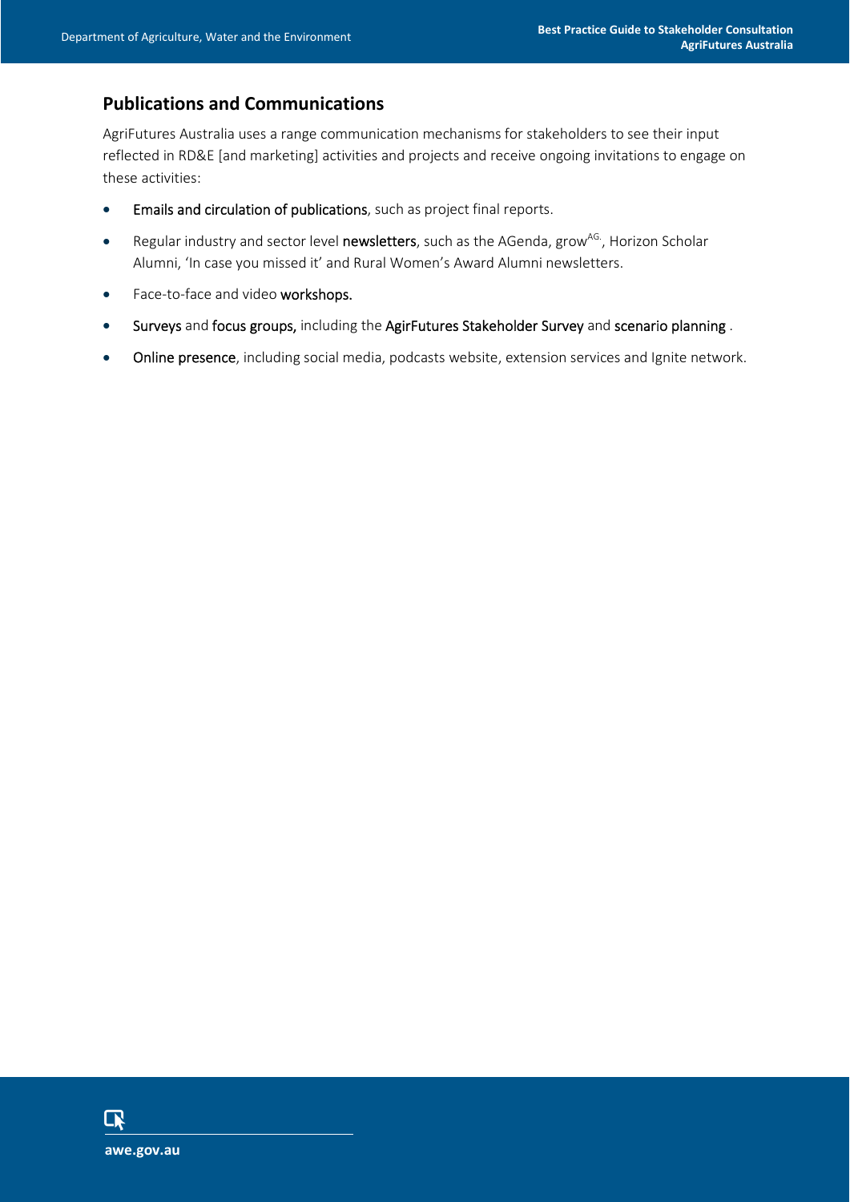## Publications and Communications

AgriFutures Australia uses a range communication mechanisms for stakeholders to see their input reflected in RD&E [and marketing] activities and projects and receive ongoing invitations to engage on these activities:

- Emails and circulation of publications, such as project final reports.
- Regular industry and sector level **newsletters**, such as the AGenda, grow[AG.], Horizon Scholar Alumni, 'In case you missed it' and Rural Women's Award Alumni newsletters.
- Face-to-face and video workshops.
- Surveys and focus groups, including the AgirFutures Stakeholder Survey and scenario planning .
- Online presence, including social media, podcasts website, extension services and Ignite network.